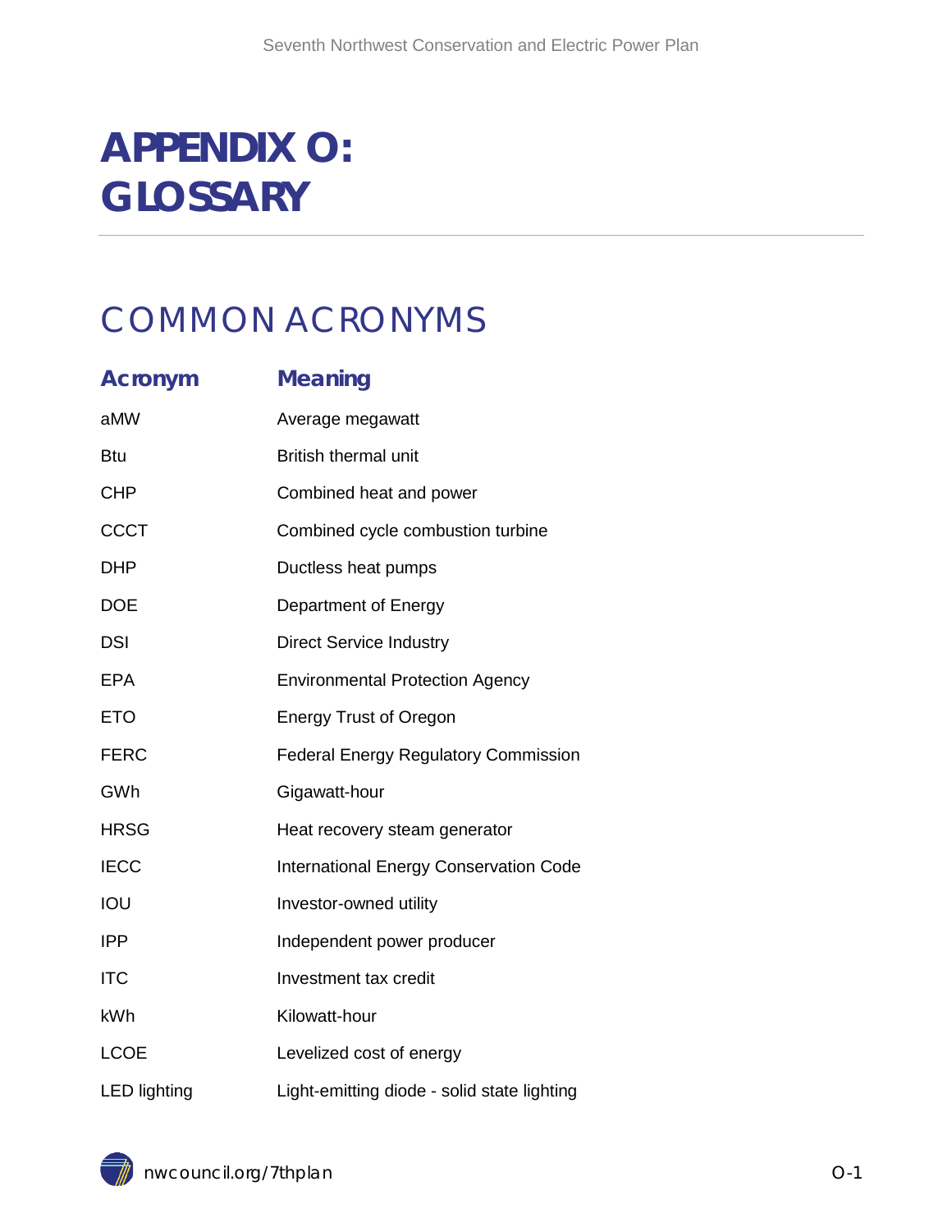# APPENDIX O: GLOSSARY

## COMMON ACRONYMS

| Acronym | Meaning |
|---|---|
| aMW | Average megawatt |
| Btu | British thermal unit |
| CHP | Combined heat and power |
| CCCT | Combined cycle combustion turbine |
| DHP | Ductless heat pumps |
| DOE | Department of Energy |
| DSI | Direct Service Industry |
| EPA | Environmental Protection Agency |
| ETO | Energy Trust of Oregon |
| FERC | Federal Energy Regulatory Commission |
| GWh | Gigawatt-hour |
| HRSG | Heat recovery steam generator |
| IECC | International Energy Conservation Code |
| IOU | Investor-owned utility |
| IPP | Independent power producer |
| ITC | Investment tax credit |
| kWh | Kilowatt-hour |
| LCOE | Levelized cost of energy |
| LED lighting | Light-emitting diode - solid state lighting |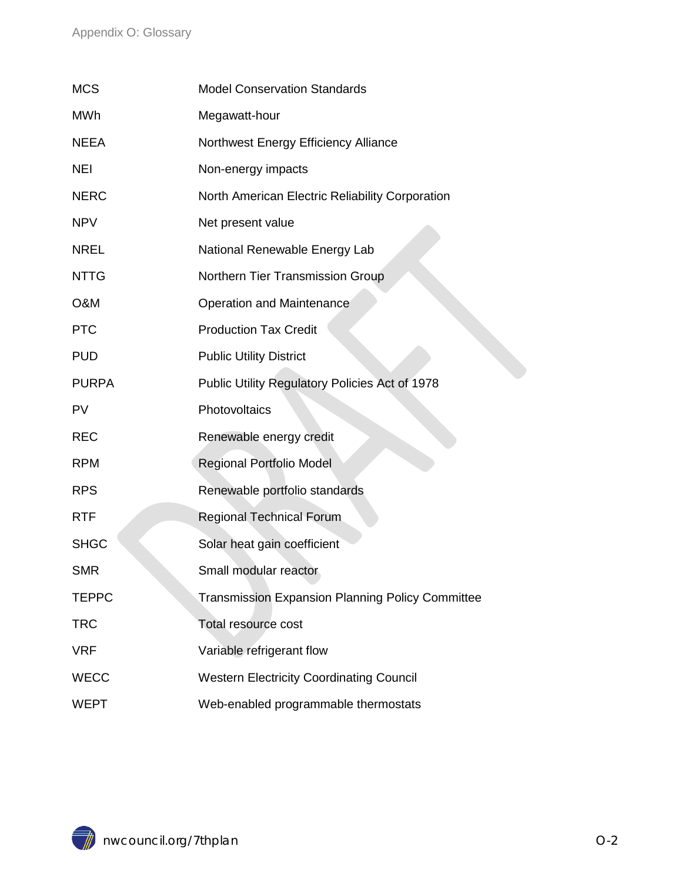| | |
|---|---|
| MCS | Model Conservation Standards |
| MWh | Megawatt-hour |
| NEEA | Northwest Energy Efficiency Alliance |
| NEI | Non-energy impacts |
| NERC | North American Electric Reliability Corporation |
| NPV | Net present value |
| NREL | National Renewable Energy Lab |
| NTTG | Northern Tier Transmission Group |
| O&M | Operation and Maintenance |
| PTC | Production Tax Credit |
| PUD | Public Utility District |
| PURPA | Public Utility Regulatory Policies Act of 1978 |
| PV | Photovoltaics |
| REC | Renewable energy credit |
| RPM | Regional Portfolio Model |
| RPS | Renewable portfolio standards |
| RTF | Regional Technical Forum |
| SHGC | Solar heat gain coefficient |
| SMR | Small modular reactor |
| TEPPC | Transmission Expansion Planning Policy Committee |
| TRC | Total resource cost |
| VRF | Variable refrigerant flow |
| WECC | Western Electricity Coordinating Council |
| WEPT | Web-enabled programmable thermostats |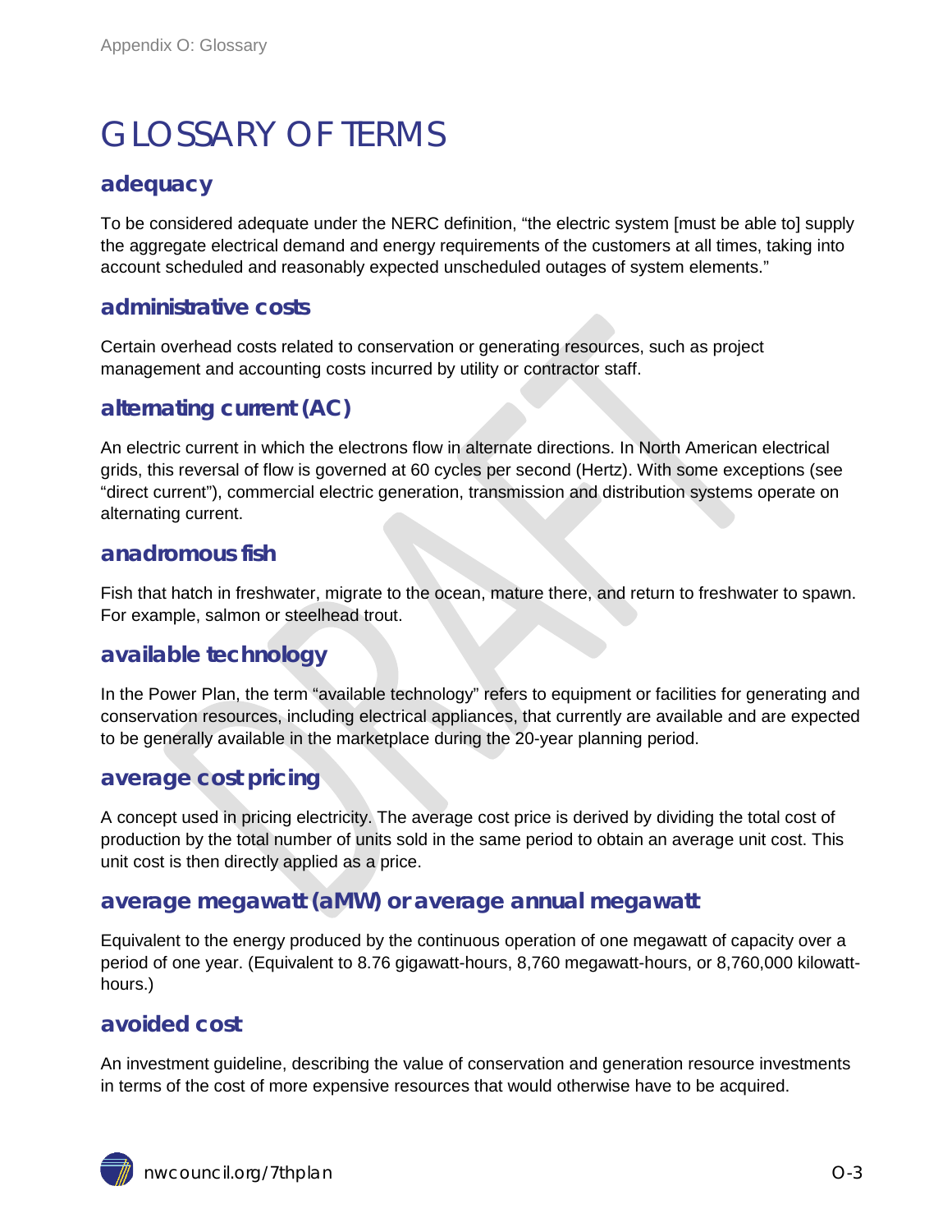# GLOSSARY OF TERMS

## adequacy

To be considered adequate under the NERC definition, "the electric system [must be able to] supply the aggregate electrical demand and energy requirements of the customers at all times, taking into account scheduled and reasonably expected unscheduled outages of system elements."

## administrative costs

Certain overhead costs related to conservation or generating resources, such as project management and accounting costs incurred by utility or contractor staff.

## alternating current (AC)

An electric current in which the electrons flow in alternate directions. In North American electrical grids, this reversal of flow is governed at 60 cycles per second (Hertz). With some exceptions (see "direct current"), commercial electric generation, transmission and distribution systems operate on alternating current.

## anadromous fish

Fish that hatch in freshwater, migrate to the ocean, mature there, and return to freshwater to spawn. For example, salmon or steelhead trout.

## available technology

In the Power Plan, the term "available technology" refers to equipment or facilities for generating and conservation resources, including electrical appliances, that currently are available and are expected to be generally available in the marketplace during the 20-year planning period.

## average cost pricing

A concept used in pricing electricity. The average cost price is derived by dividing the total cost of production by the total number of units sold in the same period to obtain an average unit cost. This unit cost is then directly applied as a price.

## average megawatt (aMW) or average annual megawatt

Equivalent to the energy produced by the continuous operation of one megawatt of capacity over a period of one year. (Equivalent to 8.76 gigawatt-hours, 8,760 megawatt-hours, or 8,760,000 kilowatt-hours.)

## avoided cost

An investment guideline, describing the value of conservation and generation resource investments in terms of the cost of more expensive resources that would otherwise have to be acquired.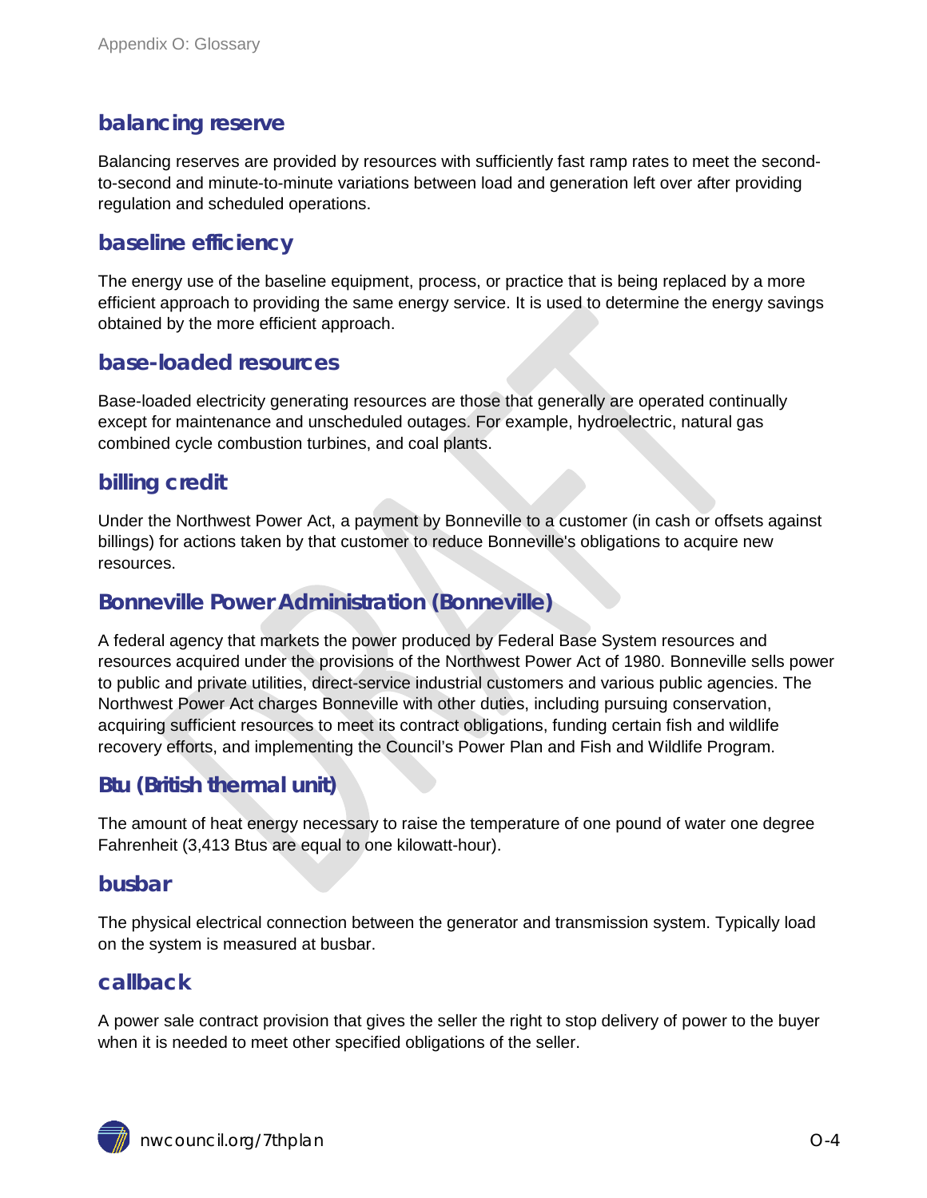## balancing reserve

Balancing reserves are provided by resources with sufficiently fast ramp rates to meet the second-to-second and minute-to-minute variations between load and generation left over after providing regulation and scheduled operations.

## baseline efficiency

The energy use of the baseline equipment, process, or practice that is being replaced by a more efficient approach to providing the same energy service. It is used to determine the energy savings obtained by the more efficient approach.

## base-loaded resources

Base-loaded electricity generating resources are those that generally are operated continually except for maintenance and unscheduled outages. For example, hydroelectric, natural gas combined cycle combustion turbines, and coal plants.

## billing credit

Under the Northwest Power Act, a payment by Bonneville to a customer (in cash or offsets against billings) for actions taken by that customer to reduce Bonneville's obligations to acquire new resources.

## Bonneville Power Administration (Bonneville)

A federal agency that markets the power produced by Federal Base System resources and resources acquired under the provisions of the Northwest Power Act of 1980. Bonneville sells power to public and private utilities, direct-service industrial customers and various public agencies. The Northwest Power Act charges Bonneville with other duties, including pursuing conservation, acquiring sufficient resources to meet its contract obligations, funding certain fish and wildlife recovery efforts, and implementing the Council's Power Plan and Fish and Wildlife Program.

## Btu (British thermal unit)

The amount of heat energy necessary to raise the temperature of one pound of water one degree Fahrenheit (3,413 Btus are equal to one kilowatt-hour).

## busbar

The physical electrical connection between the generator and transmission system. Typically load on the system is measured at busbar.

## callback

A power sale contract provision that gives the seller the right to stop delivery of power to the buyer when it is needed to meet other specified obligations of the seller.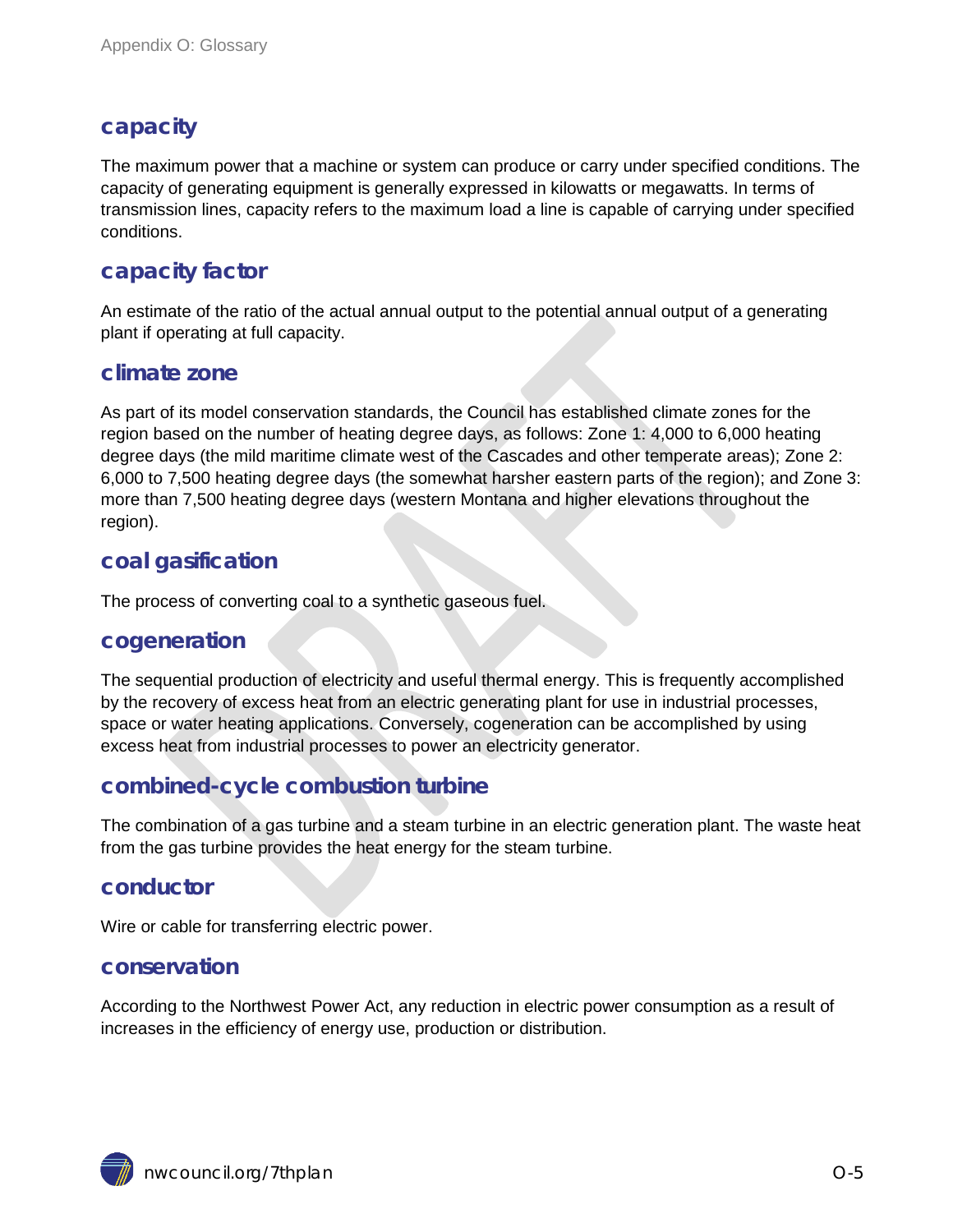## capacity

The maximum power that a machine or system can produce or carry under specified conditions. The capacity of generating equipment is generally expressed in kilowatts or megawatts. In terms of transmission lines, capacity refers to the maximum load a line is capable of carrying under specified conditions.

## capacity factor

An estimate of the ratio of the actual annual output to the potential annual output of a generating plant if operating at full capacity.

## climate zone

As part of its model conservation standards, the Council has established climate zones for the region based on the number of heating degree days, as follows: Zone 1: 4,000 to 6,000 heating degree days (the mild maritime climate west of the Cascades and other temperate areas); Zone 2: 6,000 to 7,500 heating degree days (the somewhat harsher eastern parts of the region); and Zone 3: more than 7,500 heating degree days (western Montana and higher elevations throughout the region).

## coal gasification

The process of converting coal to a synthetic gaseous fuel.

## cogeneration

The sequential production of electricity and useful thermal energy. This is frequently accomplished by the recovery of excess heat from an electric generating plant for use in industrial processes, space or water heating applications. Conversely, cogeneration can be accomplished by using excess heat from industrial processes to power an electricity generator.

## combined-cycle combustion turbine

The combination of a gas turbine and a steam turbine in an electric generation plant. The waste heat from the gas turbine provides the heat energy for the steam turbine.

## conductor

Wire or cable for transferring electric power.

## conservation

According to the Northwest Power Act, any reduction in electric power consumption as a result of increases in the efficiency of energy use, production or distribution.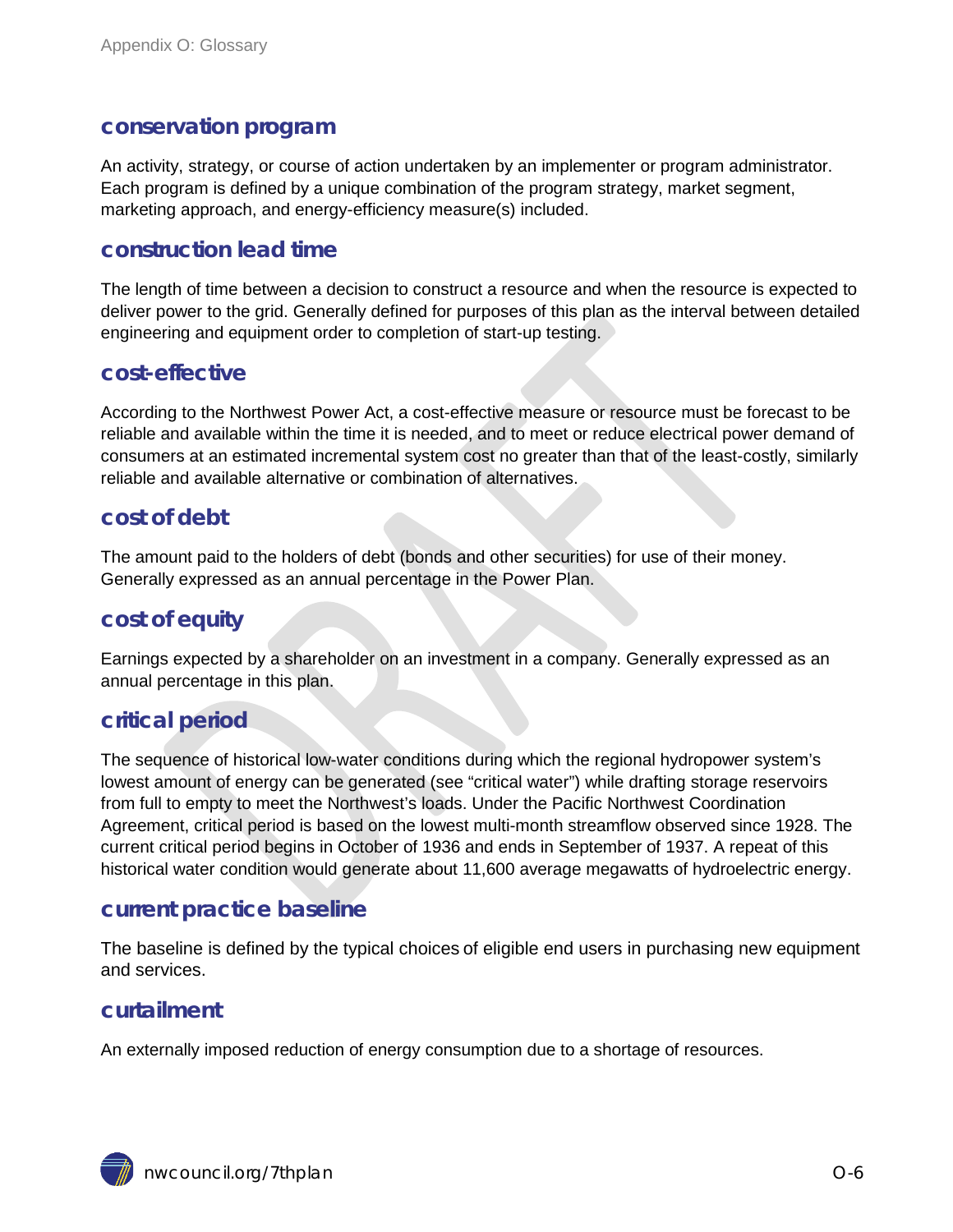### conservation program

An activity, strategy, or course of action undertaken by an implementer or program administrator. Each program is defined by a unique combination of the program strategy, market segment, marketing approach, and energy-efficiency measure(s) included.

### construction lead time

The length of time between a decision to construct a resource and when the resource is expected to deliver power to the grid. Generally defined for purposes of this plan as the interval between detailed engineering and equipment order to completion of start-up testing.

### cost-effective

According to the Northwest Power Act, a cost-effective measure or resource must be forecast to be reliable and available within the time it is needed, and to meet or reduce electrical power demand of consumers at an estimated incremental system cost no greater than that of the least-costly, similarly reliable and available alternative or combination of alternatives.

### cost of debt

The amount paid to the holders of debt (bonds and other securities) for use of their money. Generally expressed as an annual percentage in the Power Plan.

### cost of equity

Earnings expected by a shareholder on an investment in a company. Generally expressed as an annual percentage in this plan.

### critical period

The sequence of historical low-water conditions during which the regional hydropower system's lowest amount of energy can be generated (see "critical water") while drafting storage reservoirs from full to empty to meet the Northwest's loads. Under the Pacific Northwest Coordination Agreement, critical period is based on the lowest multi-month streamflow observed since 1928. The current critical period begins in October of 1936 and ends in September of 1937. A repeat of this historical water condition would generate about 11,600 average megawatts of hydroelectric energy.

### current practice baseline

The baseline is defined by the typical choices of eligible end users in purchasing new equipment and services.

### curtailment

An externally imposed reduction of energy consumption due to a shortage of resources.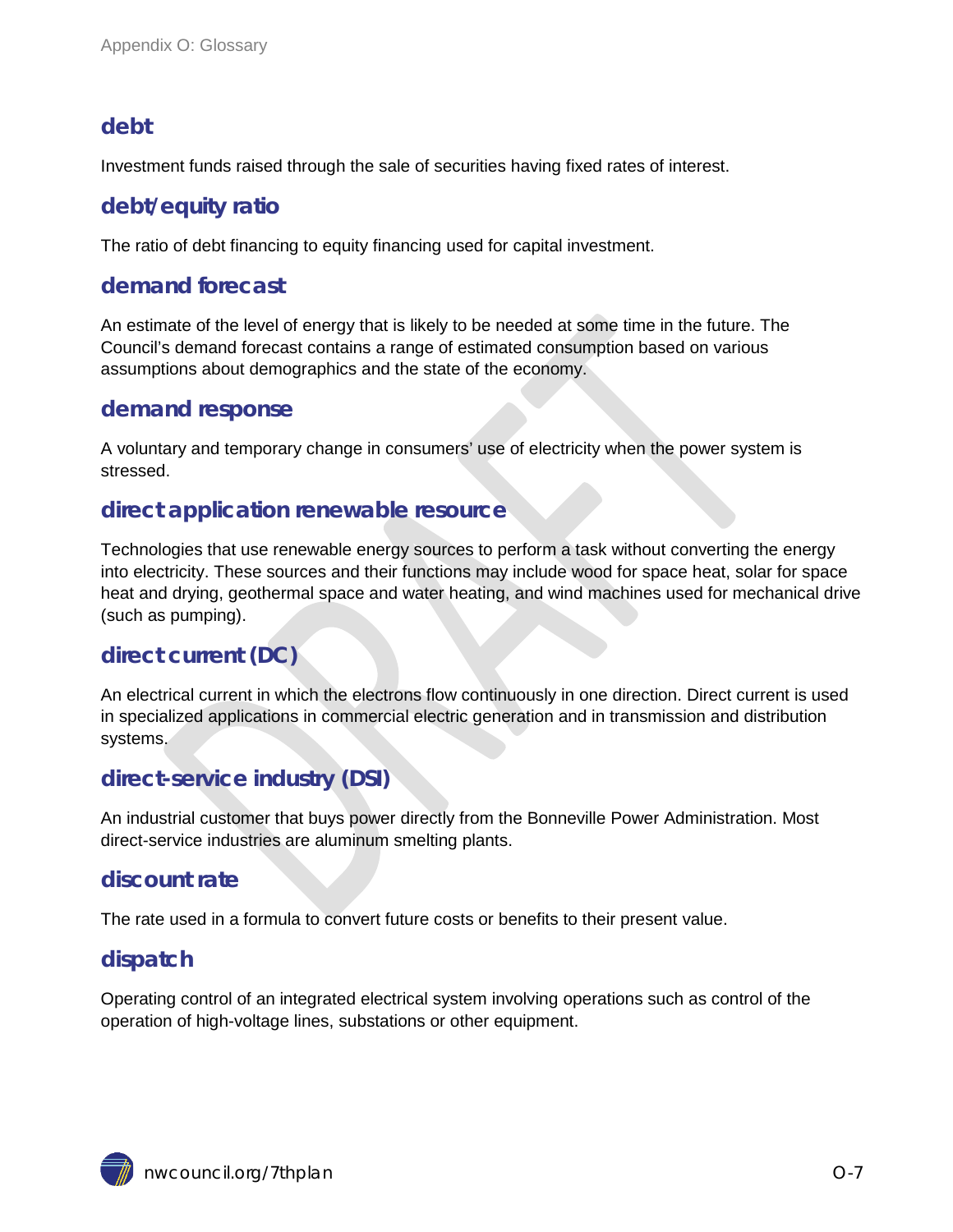### debt

Investment funds raised through the sale of securities having fixed rates of interest.

### debt/equity ratio

The ratio of debt financing to equity financing used for capital investment.

### demand forecast

An estimate of the level of energy that is likely to be needed at some time in the future. The Council's demand forecast contains a range of estimated consumption based on various assumptions about demographics and the state of the economy.

### demand response

A voluntary and temporary change in consumers' use of electricity when the power system is stressed.

### direct application renewable resource

Technologies that use renewable energy sources to perform a task without converting the energy into electricity. These sources and their functions may include wood for space heat, solar for space heat and drying, geothermal space and water heating, and wind machines used for mechanical drive (such as pumping).

### direct current (DC)

An electrical current in which the electrons flow continuously in one direction. Direct current is used in specialized applications in commercial electric generation and in transmission and distribution systems.

### direct-service industry (DSI)

An industrial customer that buys power directly from the Bonneville Power Administration. Most direct-service industries are aluminum smelting plants.

### discount rate

The rate used in a formula to convert future costs or benefits to their present value.

### dispatch

Operating control of an integrated electrical system involving operations such as control of the operation of high-voltage lines, substations or other equipment.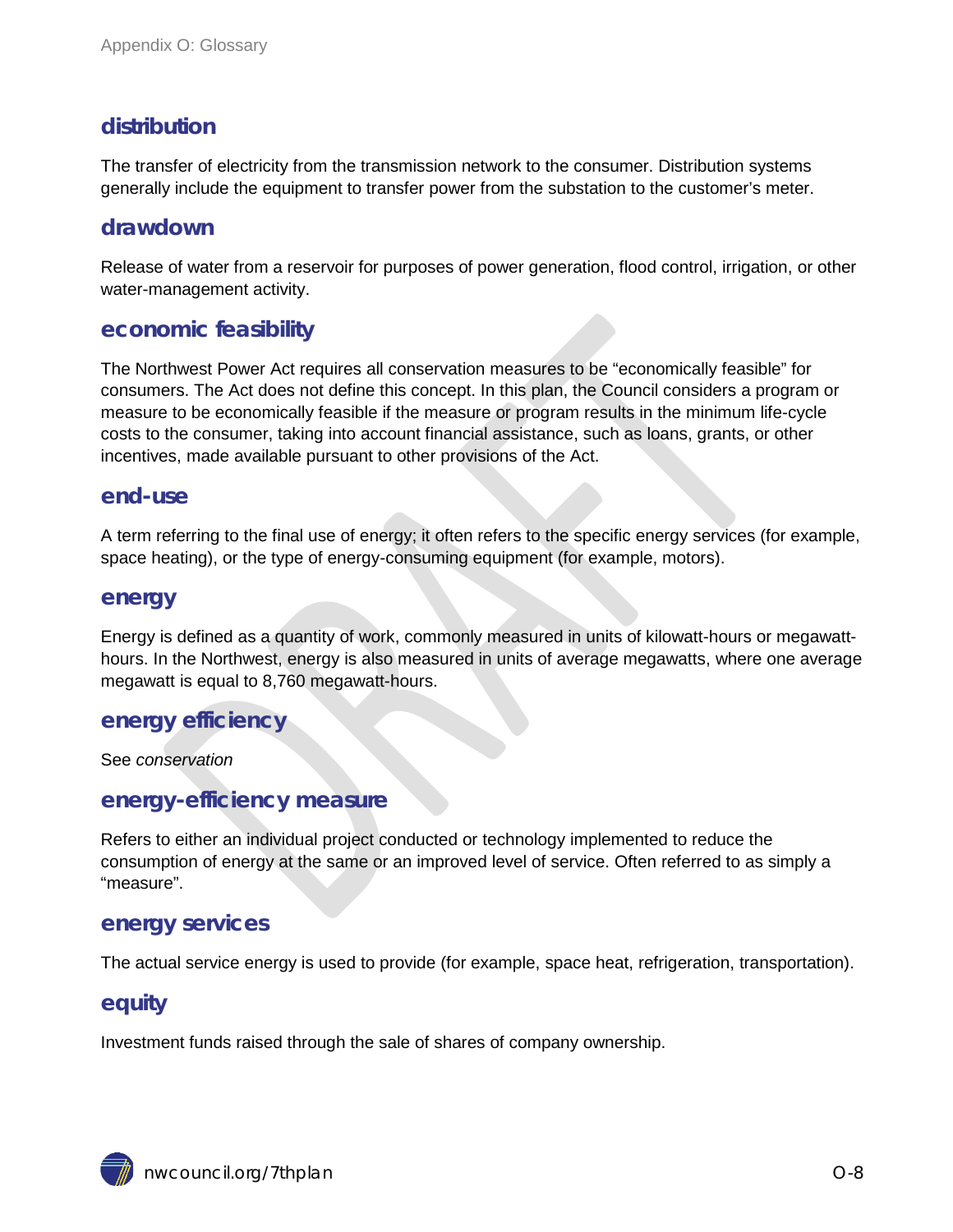## distribution

The transfer of electricity from the transmission network to the consumer. Distribution systems generally include the equipment to transfer power from the substation to the customer's meter.

## drawdown

Release of water from a reservoir for purposes of power generation, flood control, irrigation, or other water-management activity.

## economic feasibility

The Northwest Power Act requires all conservation measures to be "economically feasible" for consumers. The Act does not define this concept. In this plan, the Council considers a program or measure to be economically feasible if the measure or program results in the minimum life-cycle costs to the consumer, taking into account financial assistance, such as loans, grants, or other incentives, made available pursuant to other provisions of the Act.

## end-use

A term referring to the final use of energy; it often refers to the specific energy services (for example, space heating), or the type of energy-consuming equipment (for example, motors).

## energy

Energy is defined as a quantity of work, commonly measured in units of kilowatt-hours or megawatt-hours. In the Northwest, energy is also measured in units of average megawatts, where one average megawatt is equal to 8,760 megawatt-hours.

## energy efficiency

See *conservation*

## energy-efficiency measure

Refers to either an individual project conducted or technology implemented to reduce the consumption of energy at the same or an improved level of service. Often referred to as simply a "measure".

## energy services

The actual service energy is used to provide (for example, space heat, refrigeration, transportation).

## equity

Investment funds raised through the sale of shares of company ownership.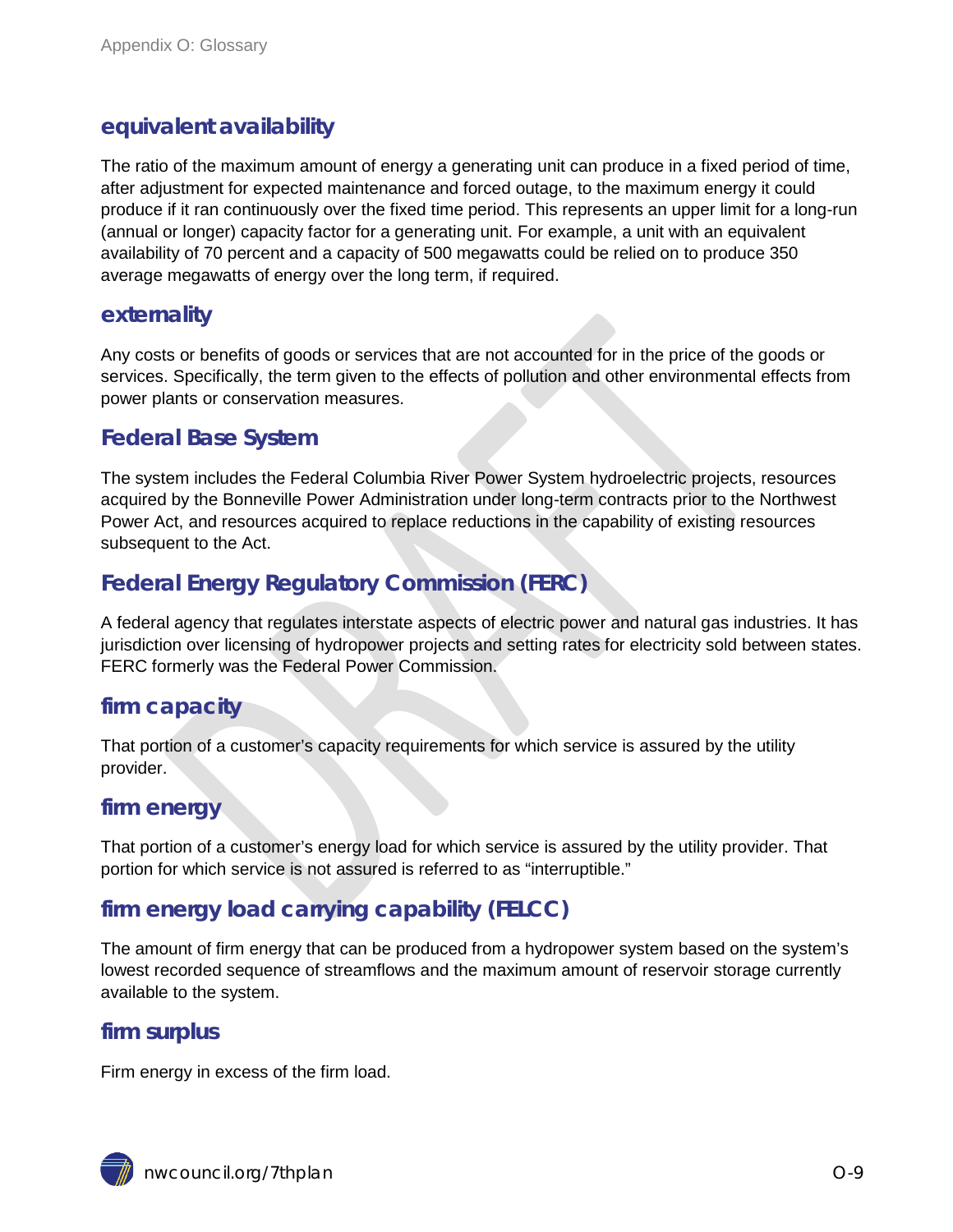## equivalent availability

The ratio of the maximum amount of energy a generating unit can produce in a fixed period of time, after adjustment for expected maintenance and forced outage, to the maximum energy it could produce if it ran continuously over the fixed time period. This represents an upper limit for a long-run (annual or longer) capacity factor for a generating unit. For example, a unit with an equivalent availability of 70 percent and a capacity of 500 megawatts could be relied on to produce 350 average megawatts of energy over the long term, if required.

## externality

Any costs or benefits of goods or services that are not accounted for in the price of the goods or services. Specifically, the term given to the effects of pollution and other environmental effects from power plants or conservation measures.

## Federal Base System

The system includes the Federal Columbia River Power System hydroelectric projects, resources acquired by the Bonneville Power Administration under long-term contracts prior to the Northwest Power Act, and resources acquired to replace reductions in the capability of existing resources subsequent to the Act.

## Federal Energy Regulatory Commission (FERC)

A federal agency that regulates interstate aspects of electric power and natural gas industries. It has jurisdiction over licensing of hydropower projects and setting rates for electricity sold between states. FERC formerly was the Federal Power Commission.

## firm capacity

That portion of a customer's capacity requirements for which service is assured by the utility provider.

## firm energy

That portion of a customer's energy load for which service is assured by the utility provider. That portion for which service is not assured is referred to as "interruptible."

## firm energy load carrying capability (FELCC)

The amount of firm energy that can be produced from a hydropower system based on the system's lowest recorded sequence of streamflows and the maximum amount of reservoir storage currently available to the system.

## firm surplus

Firm energy in excess of the firm load.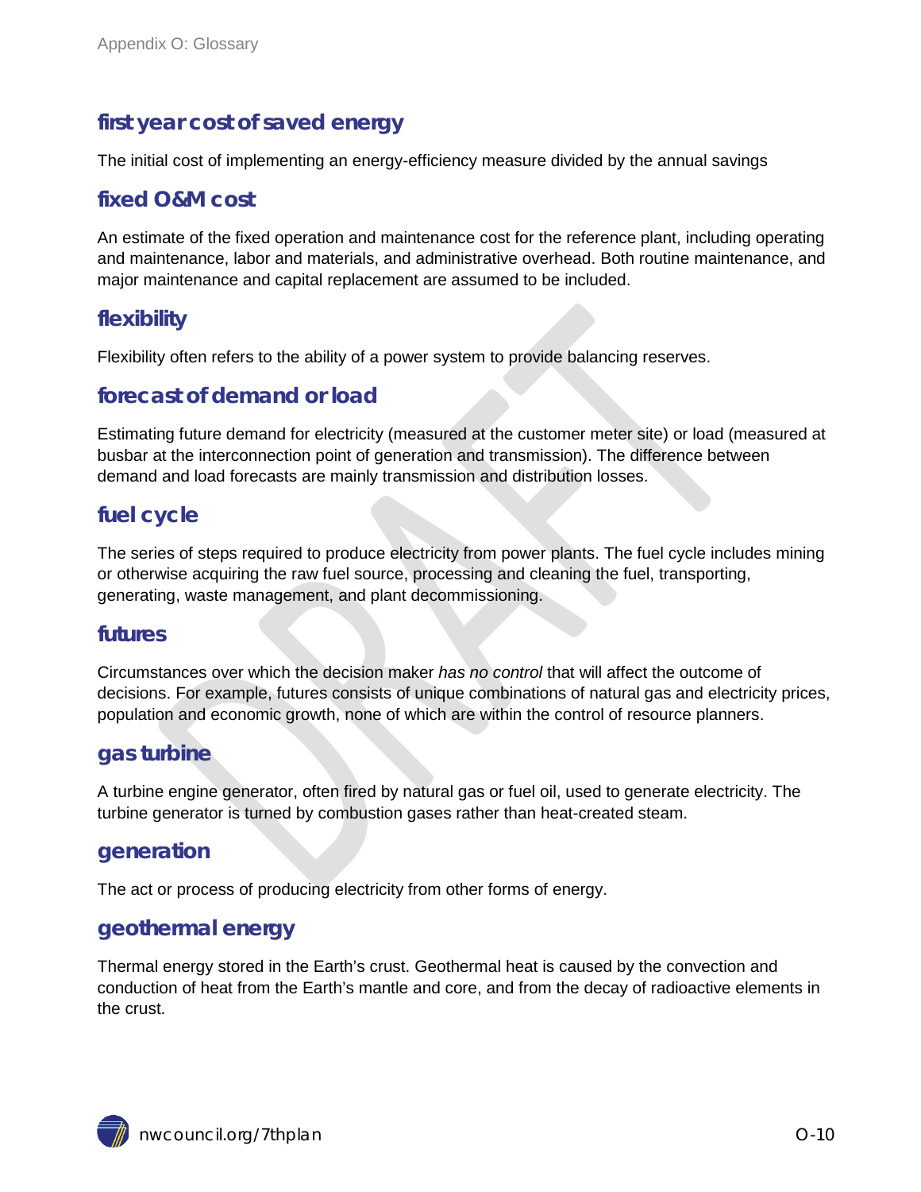### first year cost of saved energy

The initial cost of implementing an energy-efficiency measure divided by the annual savings

### fixed O&M cost

An estimate of the fixed operation and maintenance cost for the reference plant, including operating and maintenance, labor and materials, and administrative overhead. Both routine maintenance, and major maintenance and capital replacement are assumed to be included.

### flexibility

Flexibility often refers to the ability of a power system to provide balancing reserves.

### forecast of demand or load

Estimating future demand for electricity (measured at the customer meter site) or load (measured at busbar at the interconnection point of generation and transmission). The difference between demand and load forecasts are mainly transmission and distribution losses.

### fuel cycle

The series of steps required to produce electricity from power plants. The fuel cycle includes mining or otherwise acquiring the raw fuel source, processing and cleaning the fuel, transporting, generating, waste management, and plant decommissioning.

### futures

Circumstances over which the decision maker *has no control* that will affect the outcome of decisions. For example, futures consists of unique combinations of natural gas and electricity prices, population and economic growth, none of which are within the control of resource planners.

### gas turbine

A turbine engine generator, often fired by natural gas or fuel oil, used to generate electricity. The turbine generator is turned by combustion gases rather than heat-created steam.

### generation

The act or process of producing electricity from other forms of energy.

### geothermal energy

Thermal energy stored in the Earth's crust. Geothermal heat is caused by the convection and conduction of heat from the Earth's mantle and core, and from the decay of radioactive elements in the crust.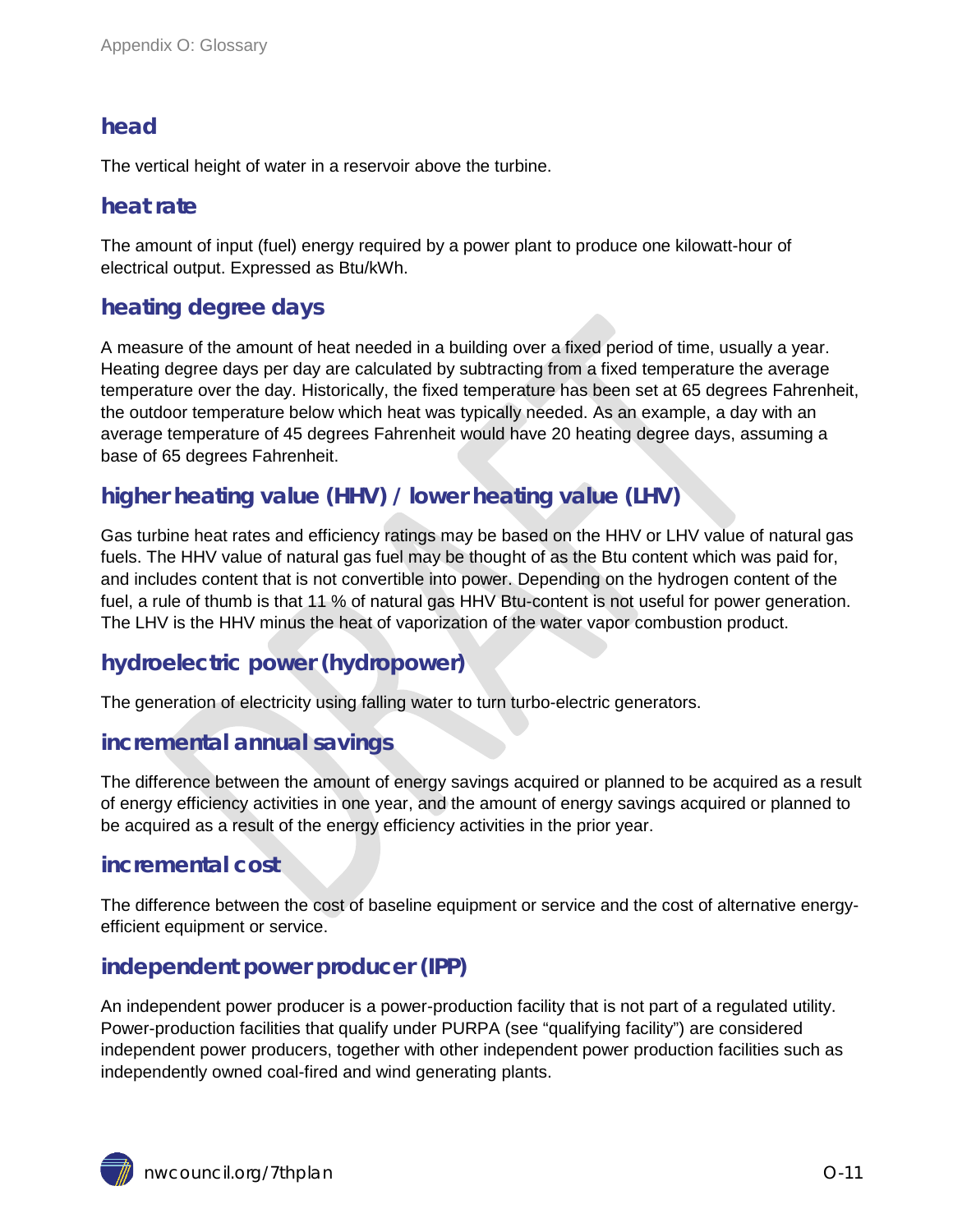## head

The vertical height of water in a reservoir above the turbine.

## heat rate

The amount of input (fuel) energy required by a power plant to produce one kilowatt-hour of electrical output. Expressed as Btu/kWh.

## heating degree days

A measure of the amount of heat needed in a building over a fixed period of time, usually a year. Heating degree days per day are calculated by subtracting from a fixed temperature the average temperature over the day. Historically, the fixed temperature has been set at 65 degrees Fahrenheit, the outdoor temperature below which heat was typically needed. As an example, a day with an average temperature of 45 degrees Fahrenheit would have 20 heating degree days, assuming a base of 65 degrees Fahrenheit.

## higher heating value (HHV) / lower heating value (LHV)

Gas turbine heat rates and efficiency ratings may be based on the HHV or LHV value of natural gas fuels. The HHV value of natural gas fuel may be thought of as the Btu content which was paid for, and includes content that is not convertible into power. Depending on the hydrogen content of the fuel, a rule of thumb is that 11 % of natural gas HHV Btu-content is not useful for power generation. The LHV is the HHV minus the heat of vaporization of the water vapor combustion product.

## hydroelectric power (hydropower)

The generation of electricity using falling water to turn turbo-electric generators.

## incremental annual savings

The difference between the amount of energy savings acquired or planned to be acquired as a result of energy efficiency activities in one year, and the amount of energy savings acquired or planned to be acquired as a result of the energy efficiency activities in the prior year.

## incremental cost

The difference between the cost of baseline equipment or service and the cost of alternative energy-efficient equipment or service.

## independent power producer (IPP)

An independent power producer is a power-production facility that is not part of a regulated utility. Power-production facilities that qualify under PURPA (see "qualifying facility") are considered independent power producers, together with other independent power production facilities such as independently owned coal-fired and wind generating plants.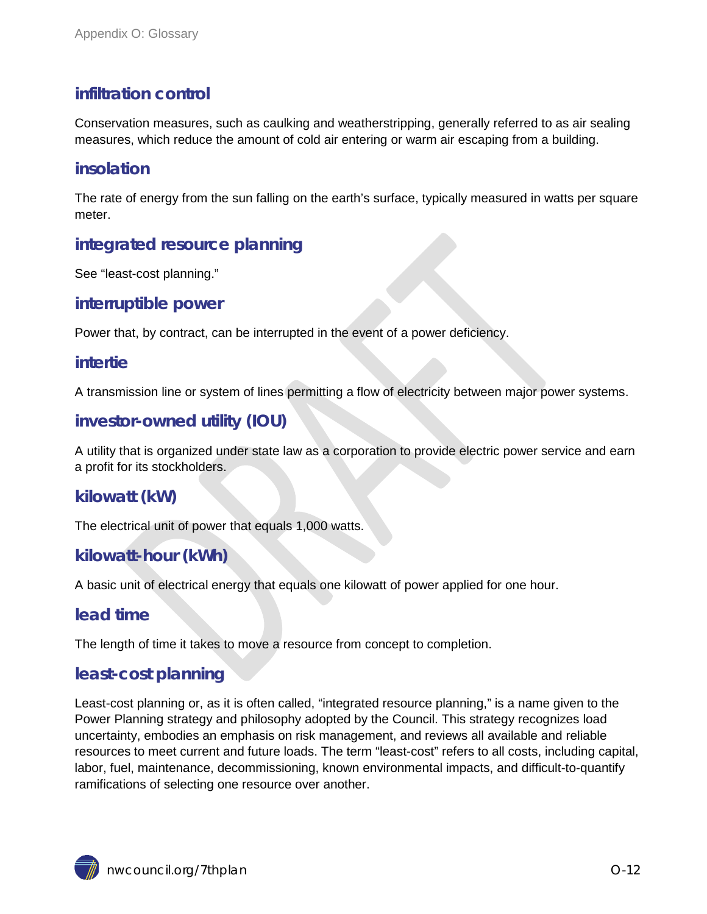### infiltration control

Conservation measures, such as caulking and weatherstripping, generally referred to as air sealing measures, which reduce the amount of cold air entering or warm air escaping from a building.

### insolation

The rate of energy from the sun falling on the earth's surface, typically measured in watts per square meter.

### integrated resource planning

See "least-cost planning."

### interruptible power

Power that, by contract, can be interrupted in the event of a power deficiency.

### intertie

A transmission line or system of lines permitting a flow of electricity between major power systems.

### investor-owned utility (IOU)

A utility that is organized under state law as a corporation to provide electric power service and earn a profit for its stockholders.

### kilowatt (kW)

The electrical unit of power that equals 1,000 watts.

### kilowatt-hour (kWh)

A basic unit of electrical energy that equals one kilowatt of power applied for one hour.

### lead time

The length of time it takes to move a resource from concept to completion.

### least-cost planning

Least-cost planning or, as it is often called, "integrated resource planning," is a name given to the Power Planning strategy and philosophy adopted by the Council. This strategy recognizes load uncertainty, embodies an emphasis on risk management, and reviews all available and reliable resources to meet current and future loads. The term "least-cost" refers to all costs, including capital, labor, fuel, maintenance, decommissioning, known environmental impacts, and difficult-to-quantify ramifications of selecting one resource over another.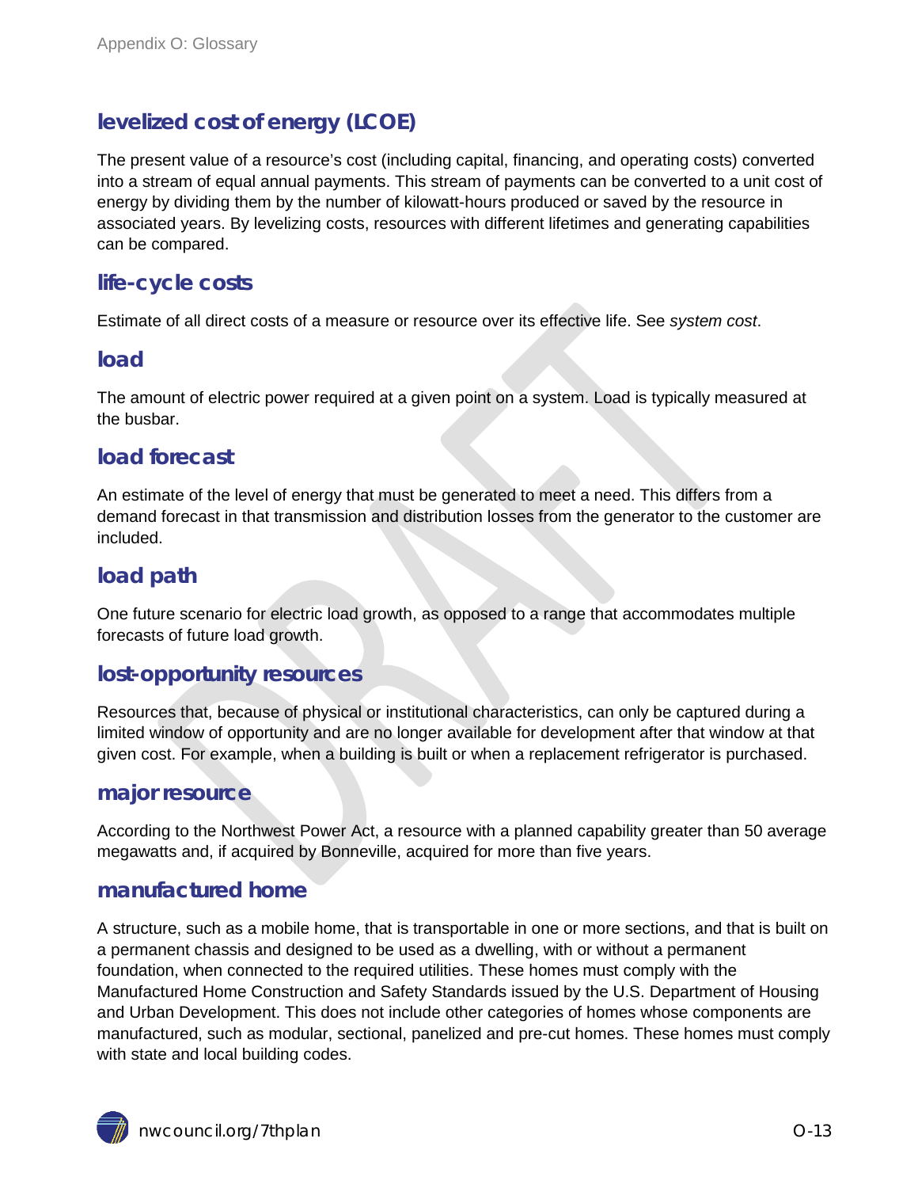## levelized cost of energy (LCOE)

The present value of a resource's cost (including capital, financing, and operating costs) converted into a stream of equal annual payments. This stream of payments can be converted to a unit cost of energy by dividing them by the number of kilowatt-hours produced or saved by the resource in associated years. By levelizing costs, resources with different lifetimes and generating capabilities can be compared.

## life-cycle costs

Estimate of all direct costs of a measure or resource over its effective life. See *system cost*.

## load

The amount of electric power required at a given point on a system. Load is typically measured at the busbar.

## load forecast

An estimate of the level of energy that must be generated to meet a need. This differs from a demand forecast in that transmission and distribution losses from the generator to the customer are included.

## load path

One future scenario for electric load growth, as opposed to a range that accommodates multiple forecasts of future load growth.

## lost-opportunity resources

Resources that, because of physical or institutional characteristics, can only be captured during a limited window of opportunity and are no longer available for development after that window at that given cost. For example, when a building is built or when a replacement refrigerator is purchased.

## major resource

According to the Northwest Power Act, a resource with a planned capability greater than 50 average megawatts and, if acquired by Bonneville, acquired for more than five years.

## manufactured home

A structure, such as a mobile home, that is transportable in one or more sections, and that is built on a permanent chassis and designed to be used as a dwelling, with or without a permanent foundation, when connected to the required utilities. These homes must comply with the Manufactured Home Construction and Safety Standards issued by the U.S. Department of Housing and Urban Development. This does not include other categories of homes whose components are manufactured, such as modular, sectional, panelized and pre-cut homes. These homes must comply with state and local building codes.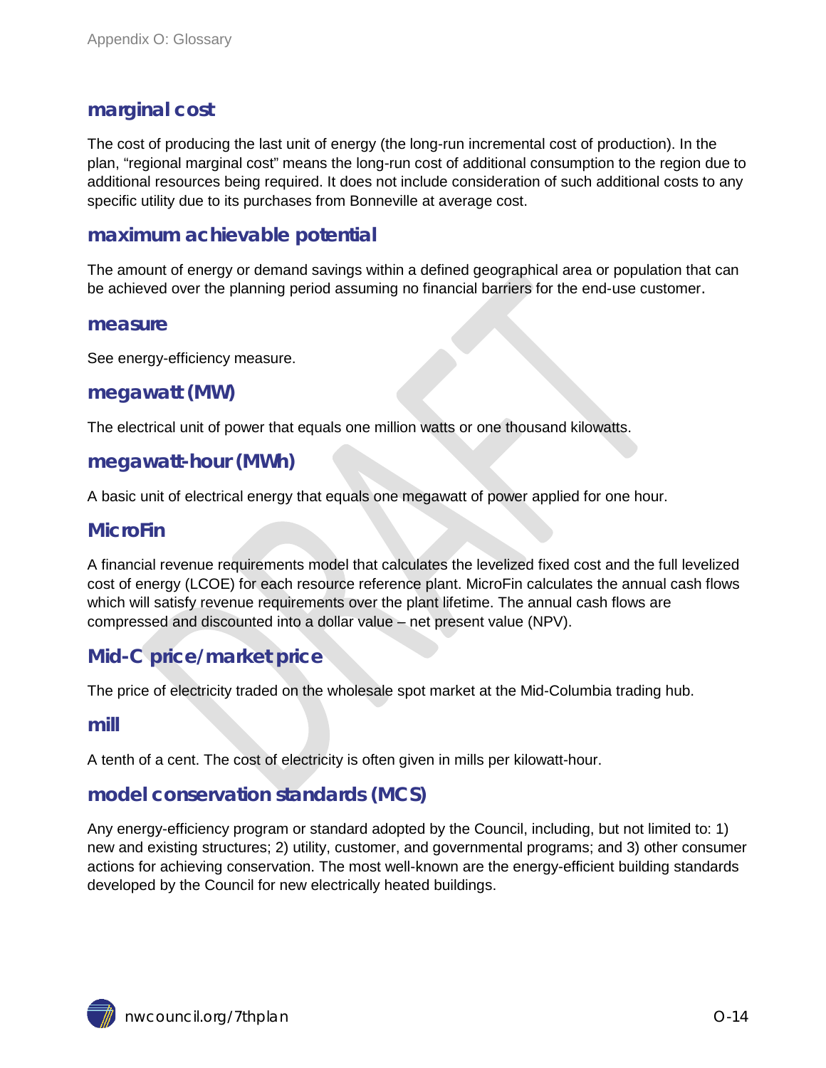## marginal cost

The cost of producing the last unit of energy (the long-run incremental cost of production). In the plan, "regional marginal cost" means the long-run cost of additional consumption to the region due to additional resources being required. It does not include consideration of such additional costs to any specific utility due to its purchases from Bonneville at average cost.

## maximum achievable potential

The amount of energy or demand savings within a defined geographical area or population that can be achieved over the planning period assuming no financial barriers for the end-use customer.

## measure

See energy-efficiency measure.

## megawatt (MW)

The electrical unit of power that equals one million watts or one thousand kilowatts.

## megawatt-hour (MWh)

A basic unit of electrical energy that equals one megawatt of power applied for one hour.

## MicroFin

A financial revenue requirements model that calculates the levelized fixed cost and the full levelized cost of energy (LCOE) for each resource reference plant. MicroFin calculates the annual cash flows which will satisfy revenue requirements over the plant lifetime. The annual cash flows are compressed and discounted into a dollar value – net present value (NPV).

## Mid-C price/market price

The price of electricity traded on the wholesale spot market at the Mid-Columbia trading hub.

## mill

A tenth of a cent. The cost of electricity is often given in mills per kilowatt-hour.

## model conservation standards (MCS)

Any energy-efficiency program or standard adopted by the Council, including, but not limited to: 1) new and existing structures; 2) utility, customer, and governmental programs; and 3) other consumer actions for achieving conservation. The most well-known are the energy-efficient building standards developed by the Council for new electrically heated buildings.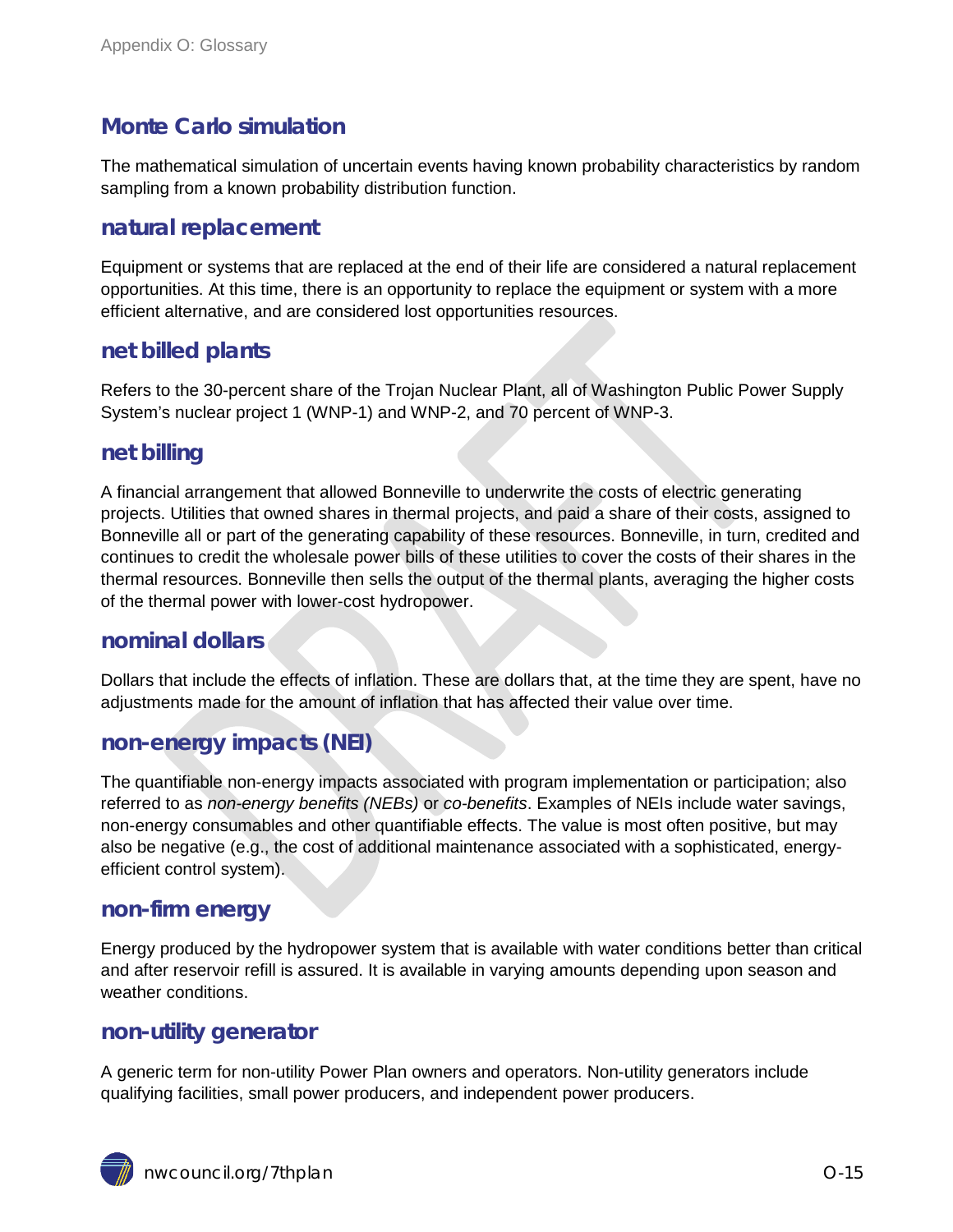## Monte Carlo simulation

The mathematical simulation of uncertain events having known probability characteristics by random sampling from a known probability distribution function.

## natural replacement

Equipment or systems that are replaced at the end of their life are considered a natural replacement opportunities. At this time, there is an opportunity to replace the equipment or system with a more efficient alternative, and are considered lost opportunities resources.

## net billed plants

Refers to the 30-percent share of the Trojan Nuclear Plant, all of Washington Public Power Supply System's nuclear project 1 (WNP-1) and WNP-2, and 70 percent of WNP-3.

## net billing

A financial arrangement that allowed Bonneville to underwrite the costs of electric generating projects. Utilities that owned shares in thermal projects, and paid a share of their costs, assigned to Bonneville all or part of the generating capability of these resources. Bonneville, in turn, credited and continues to credit the wholesale power bills of these utilities to cover the costs of their shares in the thermal resources. Bonneville then sells the output of the thermal plants, averaging the higher costs of the thermal power with lower-cost hydropower.

## nominal dollars

Dollars that include the effects of inflation. These are dollars that, at the time they are spent, have no adjustments made for the amount of inflation that has affected their value over time.

## non-energy impacts (NEI)

The quantifiable non-energy impacts associated with program implementation or participation; also referred to as *non-energy benefits (NEBs)* or *co-benefits*. Examples of NEIs include water savings, non-energy consumables and other quantifiable effects. The value is most often positive, but may also be negative (e.g., the cost of additional maintenance associated with a sophisticated, energy-efficient control system).

## non-firm energy

Energy produced by the hydropower system that is available with water conditions better than critical and after reservoir refill is assured. It is available in varying amounts depending upon season and weather conditions.

## non-utility generator

A generic term for non-utility Power Plan owners and operators. Non-utility generators include qualifying facilities, small power producers, and independent power producers.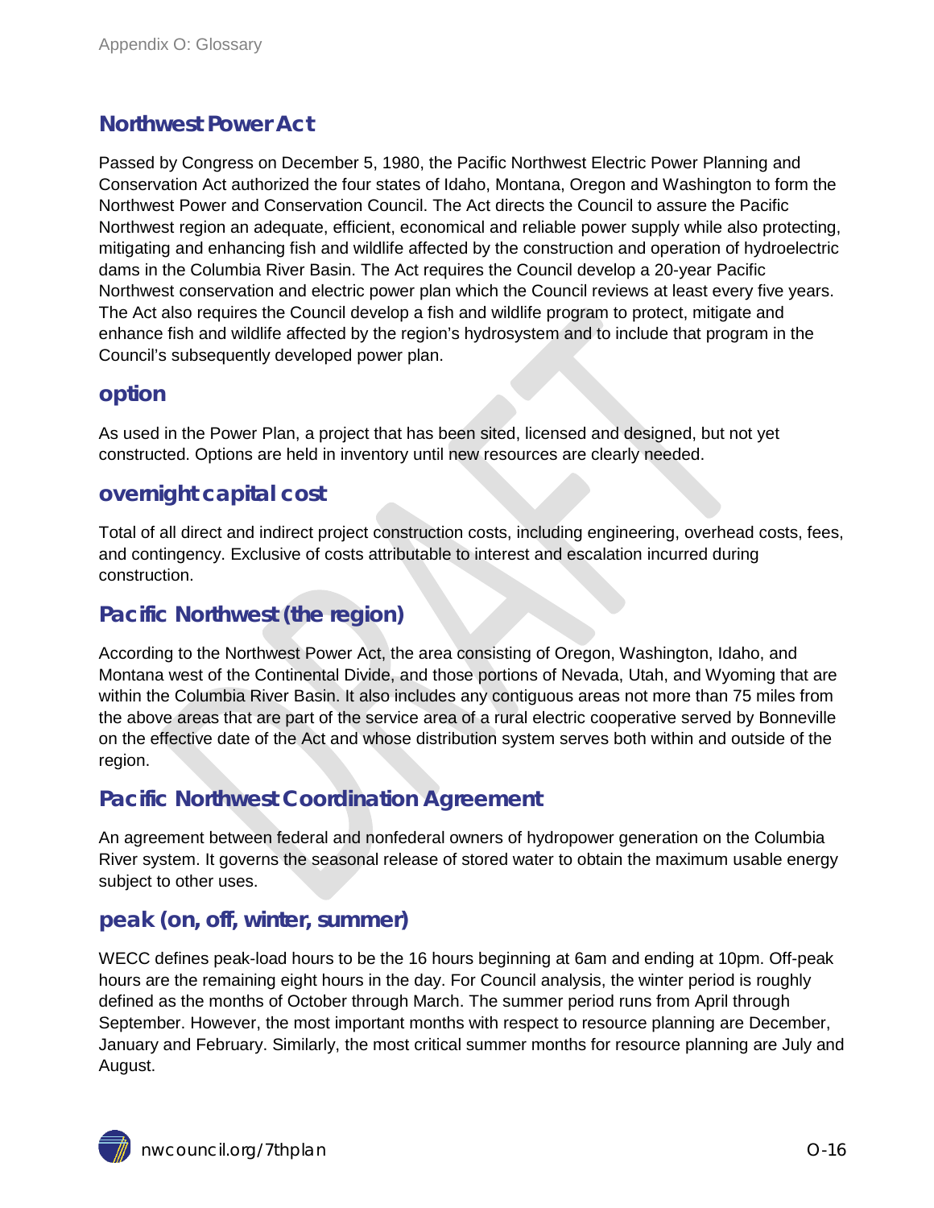## Northwest Power Act

Passed by Congress on December 5, 1980, the Pacific Northwest Electric Power Planning and Conservation Act authorized the four states of Idaho, Montana, Oregon and Washington to form the Northwest Power and Conservation Council. The Act directs the Council to assure the Pacific Northwest region an adequate, efficient, economical and reliable power supply while also protecting, mitigating and enhancing fish and wildlife affected by the construction and operation of hydroelectric dams in the Columbia River Basin. The Act requires the Council develop a 20-year Pacific Northwest conservation and electric power plan which the Council reviews at least every five years. The Act also requires the Council develop a fish and wildlife program to protect, mitigate and enhance fish and wildlife affected by the region's hydrosystem and to include that program in the Council's subsequently developed power plan.

## option

As used in the Power Plan, a project that has been sited, licensed and designed, but not yet constructed. Options are held in inventory until new resources are clearly needed.

## overnight capital cost

Total of all direct and indirect project construction costs, including engineering, overhead costs, fees, and contingency. Exclusive of costs attributable to interest and escalation incurred during construction.

## Pacific Northwest (the region)

According to the Northwest Power Act, the area consisting of Oregon, Washington, Idaho, and Montana west of the Continental Divide, and those portions of Nevada, Utah, and Wyoming that are within the Columbia River Basin. It also includes any contiguous areas not more than 75 miles from the above areas that are part of the service area of a rural electric cooperative served by Bonneville on the effective date of the Act and whose distribution system serves both within and outside of the region.

## Pacific Northwest Coordination Agreement

An agreement between federal and nonfederal owners of hydropower generation on the Columbia River system. It governs the seasonal release of stored water to obtain the maximum usable energy subject to other uses.

## peak (on, off, winter, summer)

WECC defines peak-load hours to be the 16 hours beginning at 6am and ending at 10pm. Off-peak hours are the remaining eight hours in the day. For Council analysis, the winter period is roughly defined as the months of October through March. The summer period runs from April through September. However, the most important months with respect to resource planning are December, January and February. Similarly, the most critical summer months for resource planning are July and August.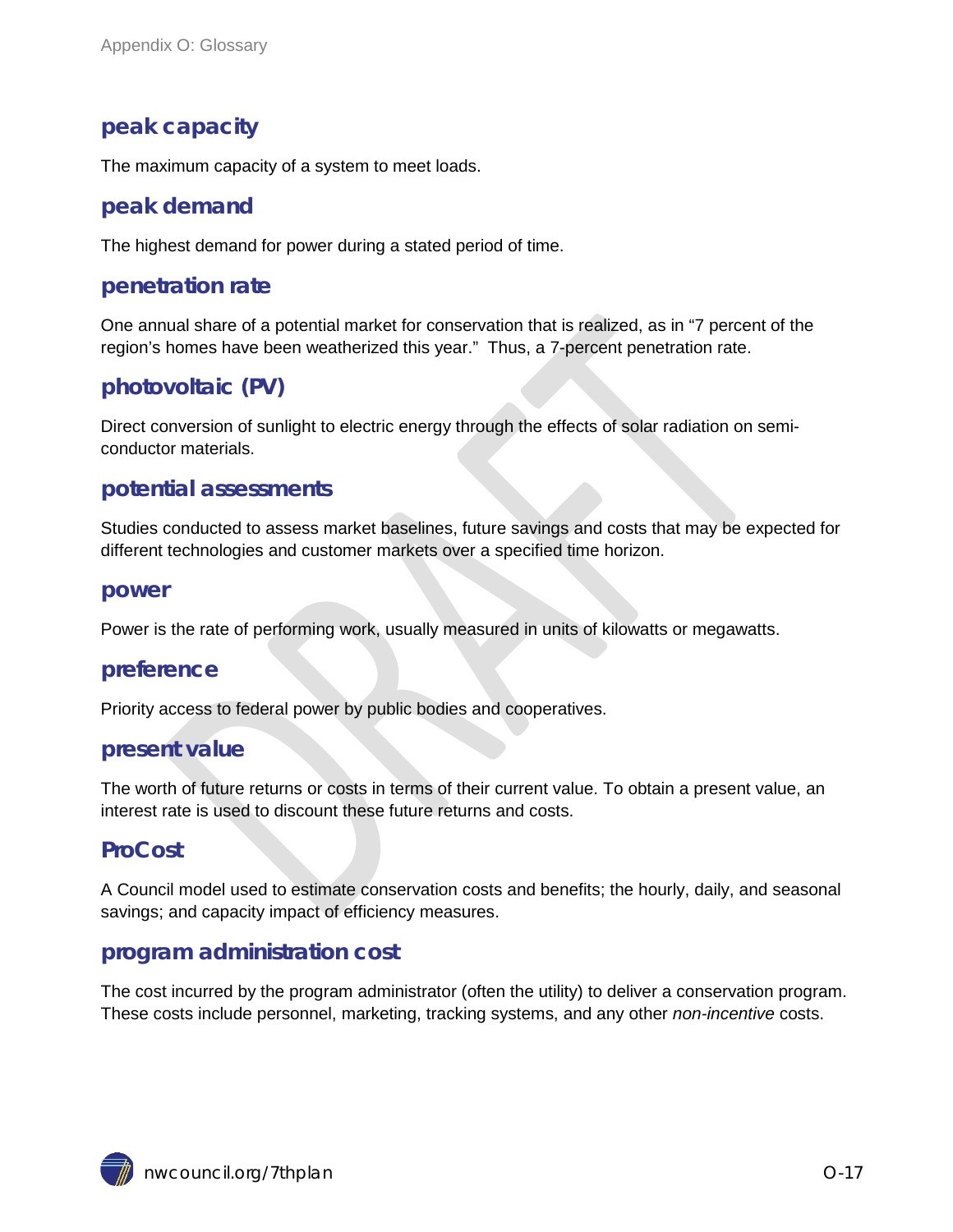## peak capacity

The maximum capacity of a system to meet loads.

## peak demand

The highest demand for power during a stated period of time.

## penetration rate

One annual share of a potential market for conservation that is realized, as in "7 percent of the region's homes have been weatherized this year." Thus, a 7-percent penetration rate.

## photovoltaic (PV)

Direct conversion of sunlight to electric energy through the effects of solar radiation on semi-conductor materials.

## potential assessments

Studies conducted to assess market baselines, future savings and costs that may be expected for different technologies and customer markets over a specified time horizon.

## power

Power is the rate of performing work, usually measured in units of kilowatts or megawatts.

## preference

Priority access to federal power by public bodies and cooperatives.

## present value

The worth of future returns or costs in terms of their current value. To obtain a present value, an interest rate is used to discount these future returns and costs.

## ProCost

A Council model used to estimate conservation costs and benefits; the hourly, daily, and seasonal savings; and capacity impact of efficiency measures.

## program administration cost

The cost incurred by the program administrator (often the utility) to deliver a conservation program. These costs include personnel, marketing, tracking systems, and any other *non-incentive* costs.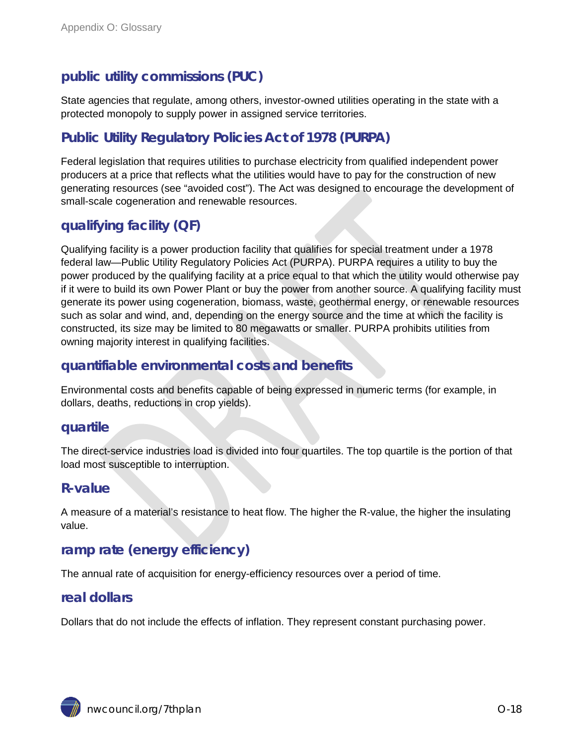## public utility commissions (PUC)

State agencies that regulate, among others, investor-owned utilities operating in the state with a protected monopoly to supply power in assigned service territories.

## Public Utility Regulatory Policies Act of 1978 (PURPA)

Federal legislation that requires utilities to purchase electricity from qualified independent power producers at a price that reflects what the utilities would have to pay for the construction of new generating resources (see "avoided cost"). The Act was designed to encourage the development of small-scale cogeneration and renewable resources.

## qualifying facility (QF)

Qualifying facility is a power production facility that qualifies for special treatment under a 1978 federal law—Public Utility Regulatory Policies Act (PURPA). PURPA requires a utility to buy the power produced by the qualifying facility at a price equal to that which the utility would otherwise pay if it were to build its own Power Plant or buy the power from another source. A qualifying facility must generate its power using cogeneration, biomass, waste, geothermal energy, or renewable resources such as solar and wind, and, depending on the energy source and the time at which the facility is constructed, its size may be limited to 80 megawatts or smaller. PURPA prohibits utilities from owning majority interest in qualifying facilities.

## quantifiable environmental costs and benefits

Environmental costs and benefits capable of being expressed in numeric terms (for example, in dollars, deaths, reductions in crop yields).

## quartile

The direct-service industries load is divided into four quartiles. The top quartile is the portion of that load most susceptible to interruption.

## R-value

A measure of a material's resistance to heat flow. The higher the R-value, the higher the insulating value.

## ramp rate (energy efficiency)

The annual rate of acquisition for energy-efficiency resources over a period of time.

## real dollars

Dollars that do not include the effects of inflation. They represent constant purchasing power.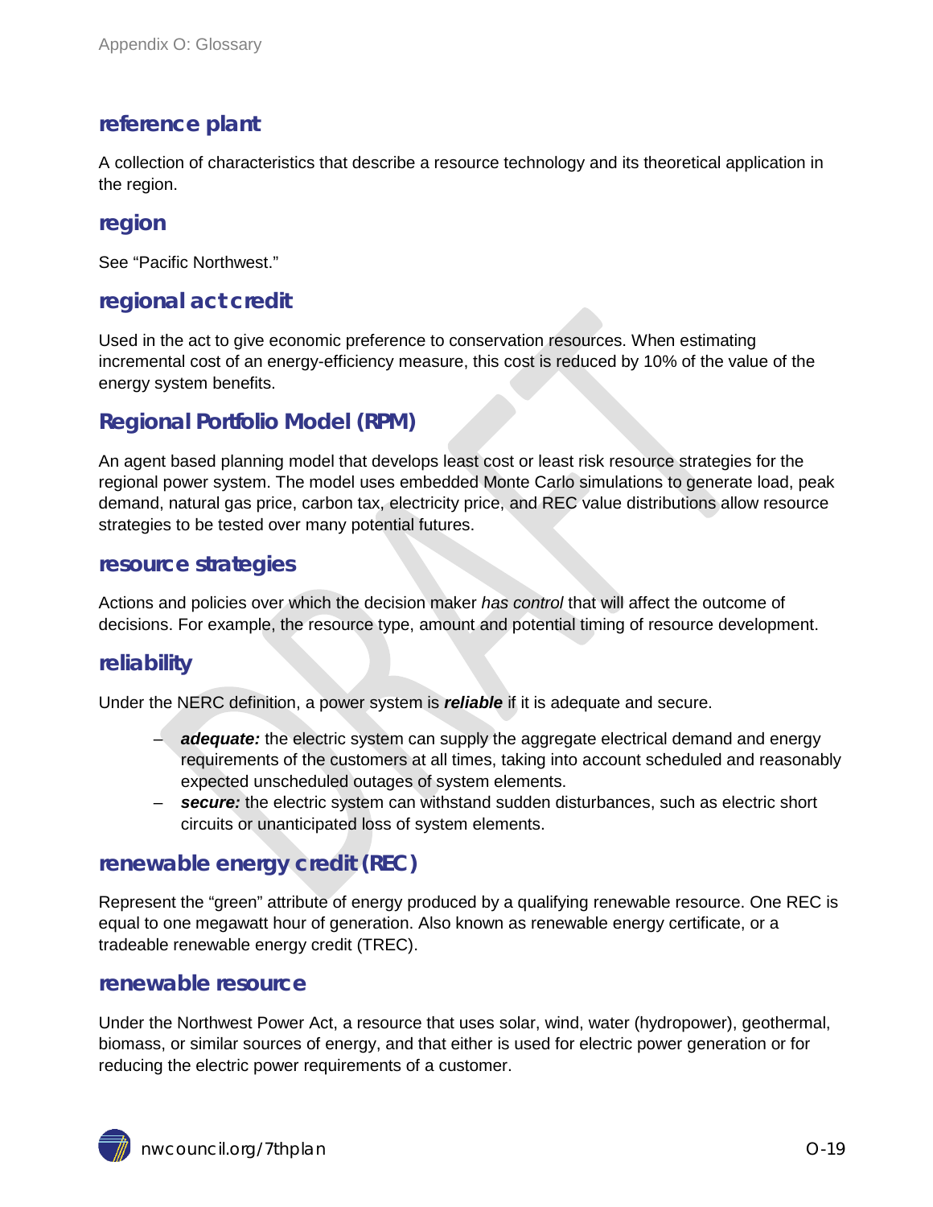## reference plant

A collection of characteristics that describe a resource technology and its theoretical application in the region.

## region

See “Pacific Northwest.”

## regional act credit

Used in the act to give economic preference to conservation resources. When estimating incremental cost of an energy-efficiency measure, this cost is reduced by 10% of the value of the energy system benefits.

## Regional Portfolio Model (RPM)

An agent based planning model that develops least cost or least risk resource strategies for the regional power system. The model uses embedded Monte Carlo simulations to generate load, peak demand, natural gas price, carbon tax, electricity price, and REC value distributions allow resource strategies to be tested over many potential futures.

## resource strategies

Actions and policies over which the decision maker *has control* that will affect the outcome of decisions. For example, the resource type, amount and potential timing of resource development.

## reliability

Under the NERC definition, a power system is ***reliable*** if it is adequate and secure.

- ***adequate:*** the electric system can supply the aggregate electrical demand and energy requirements of the customers at all times, taking into account scheduled and reasonably expected unscheduled outages of system elements.
- ***secure:*** the electric system can withstand sudden disturbances, such as electric short circuits or unanticipated loss of system elements.

## renewable energy credit (REC)

Represent the “green” attribute of energy produced by a qualifying renewable resource. One REC is equal to one megawatt hour of generation. Also known as renewable energy certificate, or a tradeable renewable energy credit (TREC).

## renewable resource

Under the Northwest Power Act, a resource that uses solar, wind, water (hydropower), geothermal, biomass, or similar sources of energy, and that either is used for electric power generation or for reducing the electric power requirements of a customer.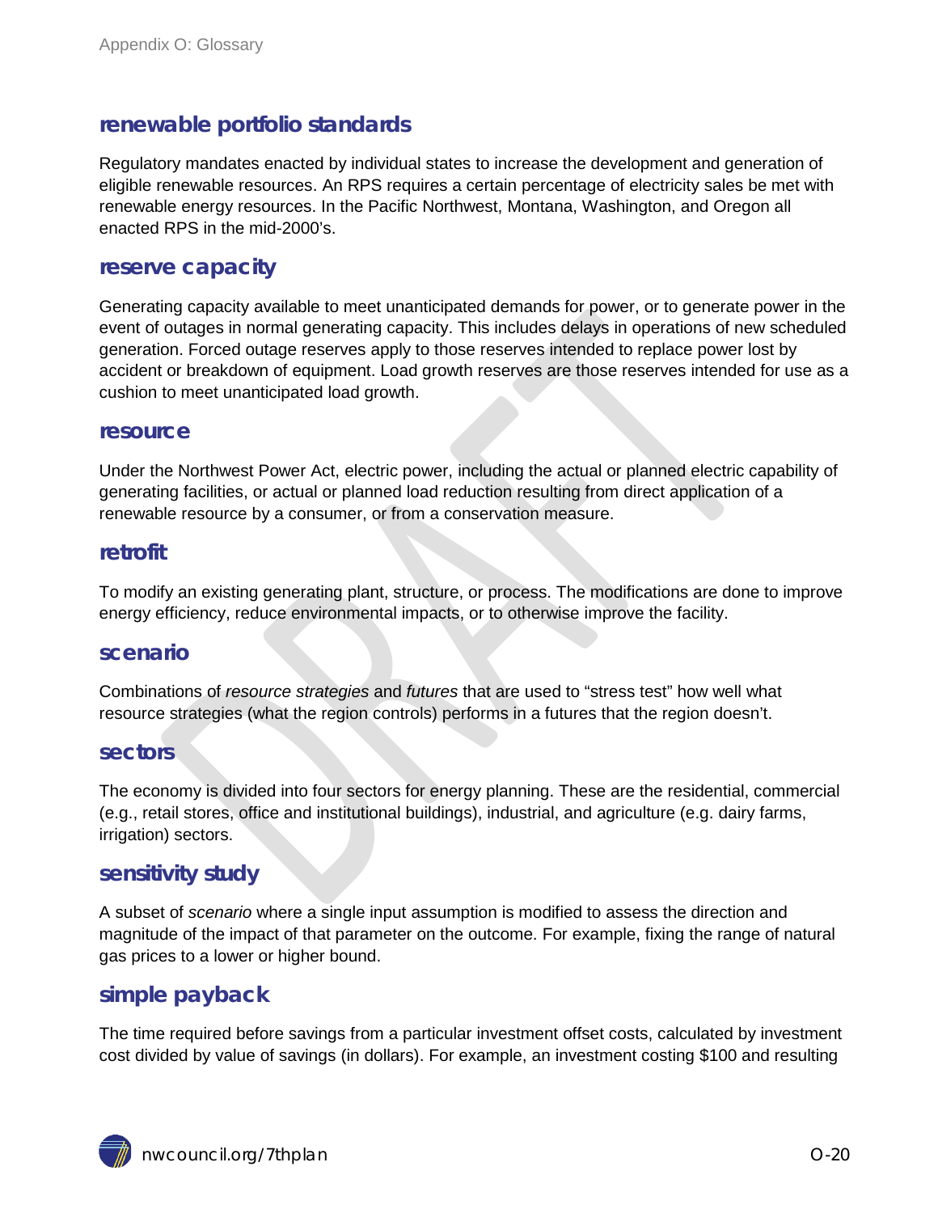## renewable portfolio standards

Regulatory mandates enacted by individual states to increase the development and generation of eligible renewable resources. An RPS requires a certain percentage of electricity sales be met with renewable energy resources. In the Pacific Northwest, Montana, Washington, and Oregon all enacted RPS in the mid-2000's.

## reserve capacity

Generating capacity available to meet unanticipated demands for power, or to generate power in the event of outages in normal generating capacity. This includes delays in operations of new scheduled generation. Forced outage reserves apply to those reserves intended to replace power lost by accident or breakdown of equipment. Load growth reserves are those reserves intended for use as a cushion to meet unanticipated load growth.

### resource

Under the Northwest Power Act, electric power, including the actual or planned electric capability of generating facilities, or actual or planned load reduction resulting from direct application of a renewable resource by a consumer, or from a conservation measure.

## retrofit

To modify an existing generating plant, structure, or process. The modifications are done to improve energy efficiency, reduce environmental impacts, or to otherwise improve the facility.

## scenario

Combinations of *resource strategies* and *futures* that are used to "stress test" how well what resource strategies (what the region controls) performs in a futures that the region doesn't.

## sectors

The economy is divided into four sectors for energy planning. These are the residential, commercial (e.g., retail stores, office and institutional buildings), industrial, and agriculture (e.g. dairy farms, irrigation) sectors.

## sensitivity study

A subset of *scenario* where a single input assumption is modified to assess the direction and magnitude of the impact of that parameter on the outcome. For example, fixing the range of natural gas prices to a lower or higher bound.

## simple payback

The time required before savings from a particular investment offset costs, calculated by investment cost divided by value of savings (in dollars). For example, an investment costing $100 and resulting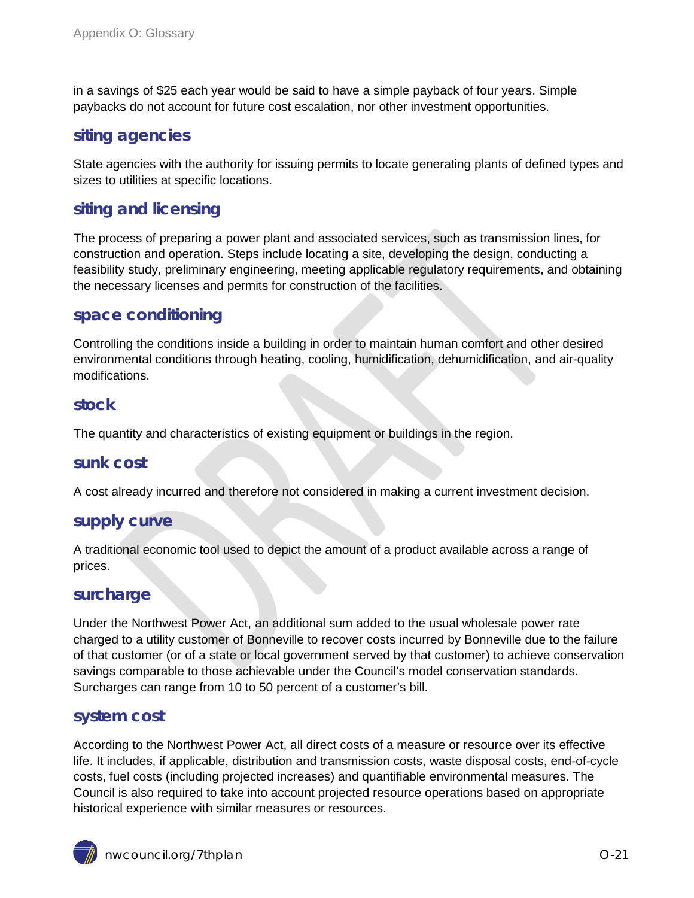in a savings of $25 each year would be said to have a simple payback of four years. Simple paybacks do not account for future cost escalation, nor other investment opportunities.

## siting agencies

State agencies with the authority for issuing permits to locate generating plants of defined types and sizes to utilities at specific locations.

## siting and licensing

The process of preparing a power plant and associated services, such as transmission lines, for construction and operation. Steps include locating a site, developing the design, conducting a feasibility study, preliminary engineering, meeting applicable regulatory requirements, and obtaining the necessary licenses and permits for construction of the facilities.

## space conditioning

Controlling the conditions inside a building in order to maintain human comfort and other desired environmental conditions through heating, cooling, humidification, dehumidification, and air-quality modifications.

## stock

The quantity and characteristics of existing equipment or buildings in the region.

## sunk cost

A cost already incurred and therefore not considered in making a current investment decision.

## supply curve

A traditional economic tool used to depict the amount of a product available across a range of prices.

## surcharge

Under the Northwest Power Act, an additional sum added to the usual wholesale power rate charged to a utility customer of Bonneville to recover costs incurred by Bonneville due to the failure of that customer (or of a state or local government served by that customer) to achieve conservation savings comparable to those achievable under the Council's model conservation standards. Surcharges can range from 10 to 50 percent of a customer's bill.

## system cost

According to the Northwest Power Act, all direct costs of a measure or resource over its effective life. It includes, if applicable, distribution and transmission costs, waste disposal costs, end-of-cycle costs, fuel costs (including projected increases) and quantifiable environmental measures. The Council is also required to take into account projected resource operations based on appropriate historical experience with similar measures or resources.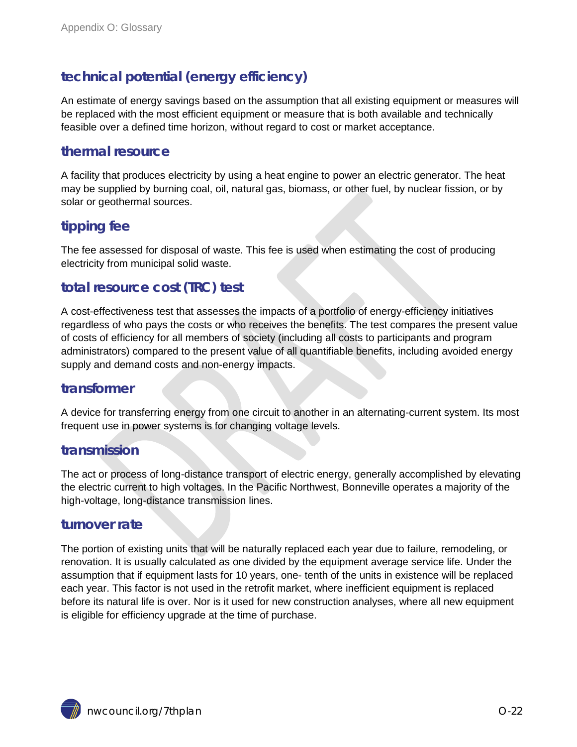## technical potential (energy efficiency)

An estimate of energy savings based on the assumption that all existing equipment or measures will be replaced with the most efficient equipment or measure that is both available and technically feasible over a defined time horizon, without regard to cost or market acceptance.

## thermal resource

A facility that produces electricity by using a heat engine to power an electric generator. The heat may be supplied by burning coal, oil, natural gas, biomass, or other fuel, by nuclear fission, or by solar or geothermal sources.

## tipping fee

The fee assessed for disposal of waste. This fee is used when estimating the cost of producing electricity from municipal solid waste.

## total resource cost (TRC) test

A cost-effectiveness test that assesses the impacts of a portfolio of energy-efficiency initiatives regardless of who pays the costs or who receives the benefits. The test compares the present value of costs of efficiency for all members of society (including all costs to participants and program administrators) compared to the present value of all quantifiable benefits, including avoided energy supply and demand costs and non-energy impacts.

## transformer

A device for transferring energy from one circuit to another in an alternating-current system. Its most frequent use in power systems is for changing voltage levels.

## transmission

The act or process of long-distance transport of electric energy, generally accomplished by elevating the electric current to high voltages. In the Pacific Northwest, Bonneville operates a majority of the high-voltage, long-distance transmission lines.

## turnover rate

The portion of existing units that will be naturally replaced each year due to failure, remodeling, or renovation. It is usually calculated as one divided by the equipment average service life. Under the assumption that if equipment lasts for 10 years, one- tenth of the units in existence will be replaced each year. This factor is not used in the retrofit market, where inefficient equipment is replaced before its natural life is over. Nor is it used for new construction analyses, where all new equipment is eligible for efficiency upgrade at the time of purchase.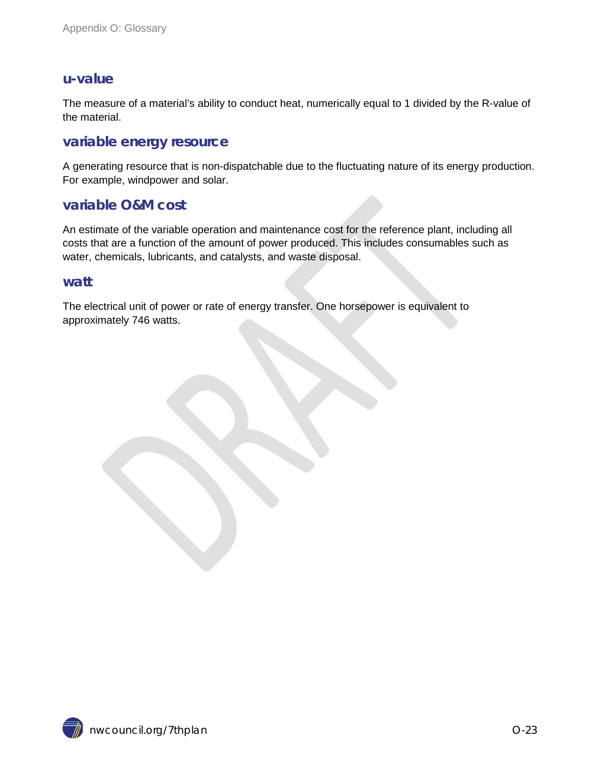## u-value

The measure of a material's ability to conduct heat, numerically equal to 1 divided by the R-value of the material.

## variable energy resource

A generating resource that is non-dispatchable due to the fluctuating nature of its energy production. For example, windpower and solar.

## variable O&M cost

An estimate of the variable operation and maintenance cost for the reference plant, including all costs that are a function of the amount of power produced. This includes consumables such as water, chemicals, lubricants, and catalysts, and waste disposal.

## watt

The electrical unit of power or rate of energy transfer. One horsepower is equivalent to approximately 746 watts.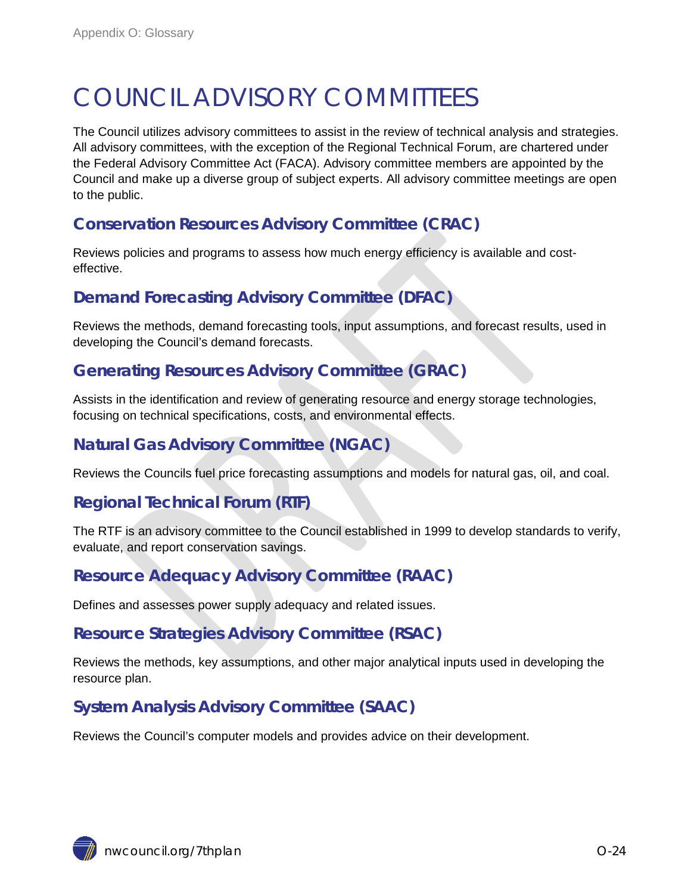# COUNCIL ADVISORY COMMITTEES

The Council utilizes advisory committees to assist in the review of technical analysis and strategies. All advisory committees, with the exception of the Regional Technical Forum, are chartered under the Federal Advisory Committee Act (FACA). Advisory committee members are appointed by the Council and make up a diverse group of subject experts. All advisory committee meetings are open to the public.

## Conservation Resources Advisory Committee (CRAC)

Reviews policies and programs to assess how much energy efficiency is available and cost-effective.

## Demand Forecasting Advisory Committee (DFAC)

Reviews the methods, demand forecasting tools, input assumptions, and forecast results, used in developing the Council's demand forecasts.

## Generating Resources Advisory Committee (GRAC)

Assists in the identification and review of generating resource and energy storage technologies, focusing on technical specifications, costs, and environmental effects.

## Natural Gas Advisory Committee (NGAC)

Reviews the Councils fuel price forecasting assumptions and models for natural gas, oil, and coal.

## Regional Technical Forum (RTF)

The RTF is an advisory committee to the Council established in 1999 to develop standards to verify, evaluate, and report conservation savings.

## Resource Adequacy Advisory Committee (RAAC)

Defines and assesses power supply adequacy and related issues.

## Resource Strategies Advisory Committee (RSAC)

Reviews the methods, key assumptions, and other major analytical inputs used in developing the resource plan.

## System Analysis Advisory Committee (SAAC)

Reviews the Council's computer models and provides advice on their development.